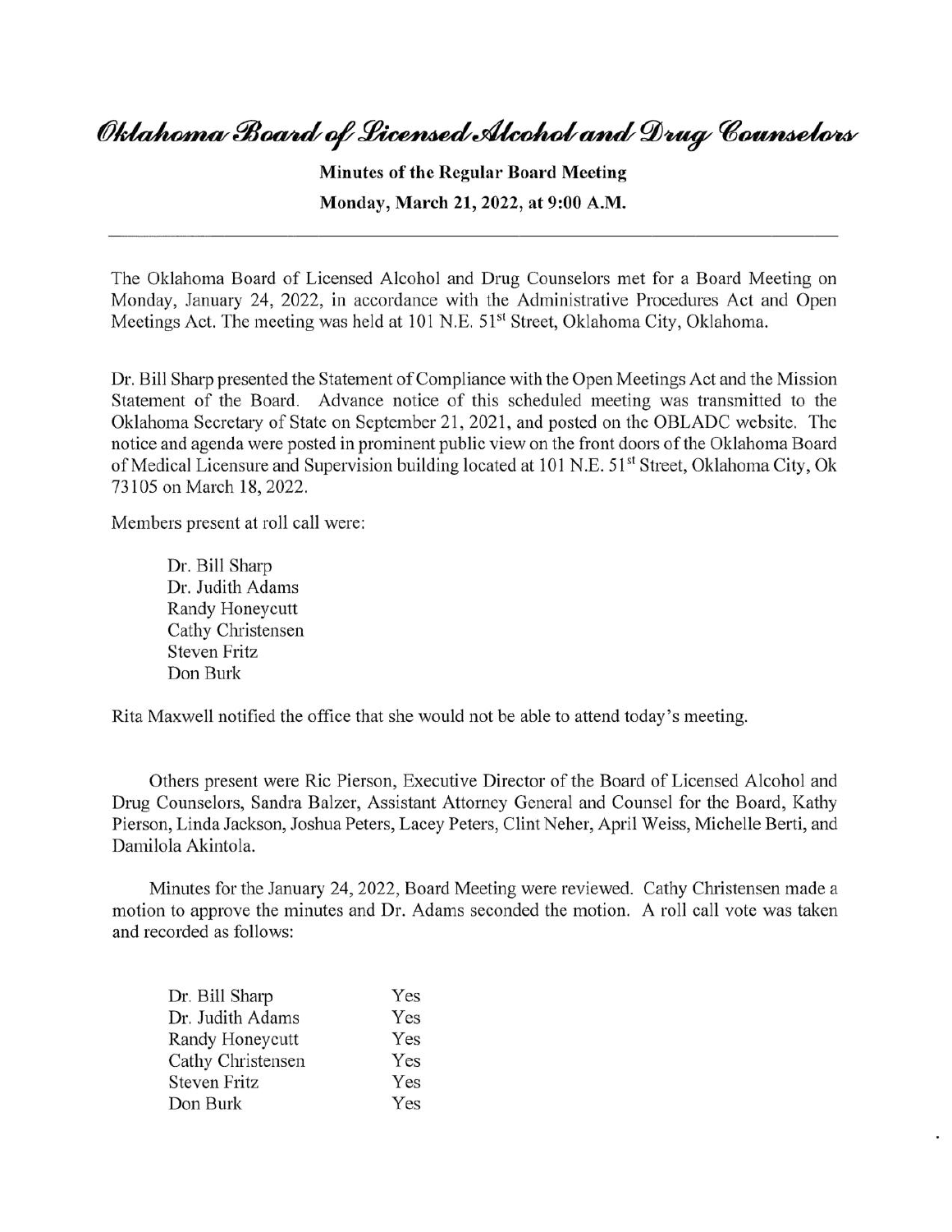# Oklahoma Board of Licensed Alcohol and Drug Counselors

**Minutes of the Regular Board Meeting**

**Monday, March 21, 2022, at 9:00 A.M.**

---

The Oklahoma Board of Licensed Alcohol and Drug Counselors met for a Board Meeting on Monday, January 24, 2022, in accordance with the Administrative Procedures Act and Open Meetings Act. The meeting was held at 101 N.E. 51st Street, Oklahoma City, Oklahoma.

Dr. Bill Sharp presented the Statement of Compliance with the Open Meetings Act and the Mission Statement of the Board. Advance notice of this scheduled meeting was transmitted to the Oklahoma Secretary of State on September 21, 2021, and posted on the OBLADC website. The notice and agenda were posted in prominent public view on the front doors of the Oklahoma Board of Medical Licensure and Supervision building located at 101 N.E. 51st Street, Oklahoma City, Ok 73105 on March 18, 2022.

Members present at roll call were:

Dr. Bill Sharp
Dr. Judith Adams
Randy Honeycutt
Cathy Christensen
Steven Fritz
Don Burk

Rita Maxwell notified the office that she would not be able to attend today's meeting.

Others present were Ric Pierson, Executive Director of the Board of Licensed Alcohol and Drug Counselors, Sandra Balzer, Assistant Attorney General and Counsel for the Board, Kathy Pierson, Linda Jackson, Joshua Peters, Lacey Peters, Clint Neher, April Weiss, Michelle Berti, and Damilola Akintola.

Minutes for the January 24, 2022, Board Meeting were reviewed. Cathy Christensen made a motion to approve the minutes and Dr. Adams seconded the motion. A roll call vote was taken and recorded as follows:

| | |
|---|---|
| Dr. Bill Sharp | Yes |
| Dr. Judith Adams | Yes |
| Randy Honeycutt | Yes |
| Cathy Christensen | Yes |
| Steven Fritz | Yes |
| Don Burk | Yes |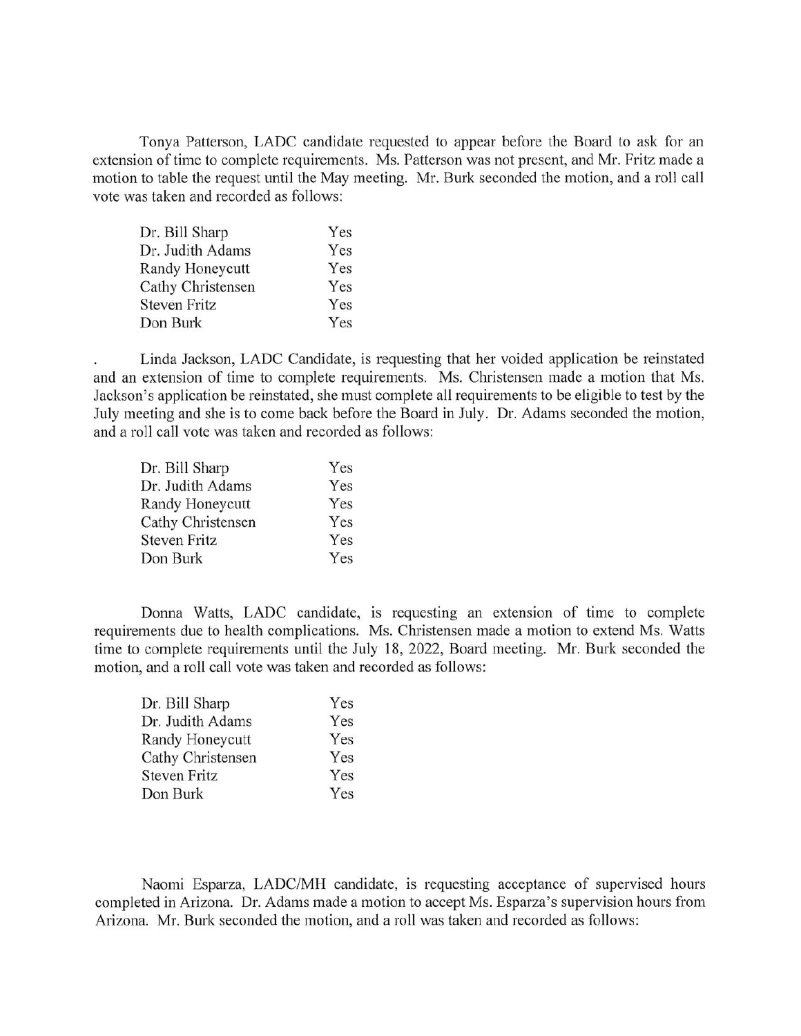Tonya Patterson, LADC candidate requested to appear before the Board to ask for an extension of time to complete requirements. Ms. Patterson was not present, and Mr. Fritz made a motion to table the request until the May meeting. Mr. Burk seconded the motion, and a roll call vote was taken and recorded as follows:

| | |
|---|---|
| Dr. Bill Sharp | Yes |
| Dr. Judith Adams | Yes |
| Randy Honeycutt | Yes |
| Cathy Christensen | Yes |
| Steven Fritz | Yes |
| Don Burk | Yes |

. Linda Jackson, LADC Candidate, is requesting that her voided application be reinstated and an extension of time to complete requirements. Ms. Christensen made a motion that Ms. Jackson's application be reinstated, she must complete all requirements to be eligible to test by the July meeting and she is to come back before the Board in July. Dr. Adams seconded the motion, and a roll call vote was taken and recorded as follows:

| | |
|---|---|
| Dr. Bill Sharp | Yes |
| Dr. Judith Adams | Yes |
| Randy Honeycutt | Yes |
| Cathy Christensen | Yes |
| Steven Fritz | Yes |
| Don Burk | Yes |

Donna Watts, LADC candidate, is requesting an extension of time to complete requirements due to health complications. Ms. Christensen made a motion to extend Ms. Watts time to complete requirements until the July 18, 2022, Board meeting. Mr. Burk seconded the motion, and a roll call vote was taken and recorded as follows:

| | |
|---|---|
| Dr. Bill Sharp | Yes |
| Dr. Judith Adams | Yes |
| Randy Honeycutt | Yes |
| Cathy Christensen | Yes |
| Steven Fritz | Yes |
| Don Burk | Yes |

Naomi Esparza, LADC/MH candidate, is requesting acceptance of supervised hours completed in Arizona. Dr. Adams made a motion to accept Ms. Esparza's supervision hours from Arizona. Mr. Burk seconded the motion, and a roll was taken and recorded as follows: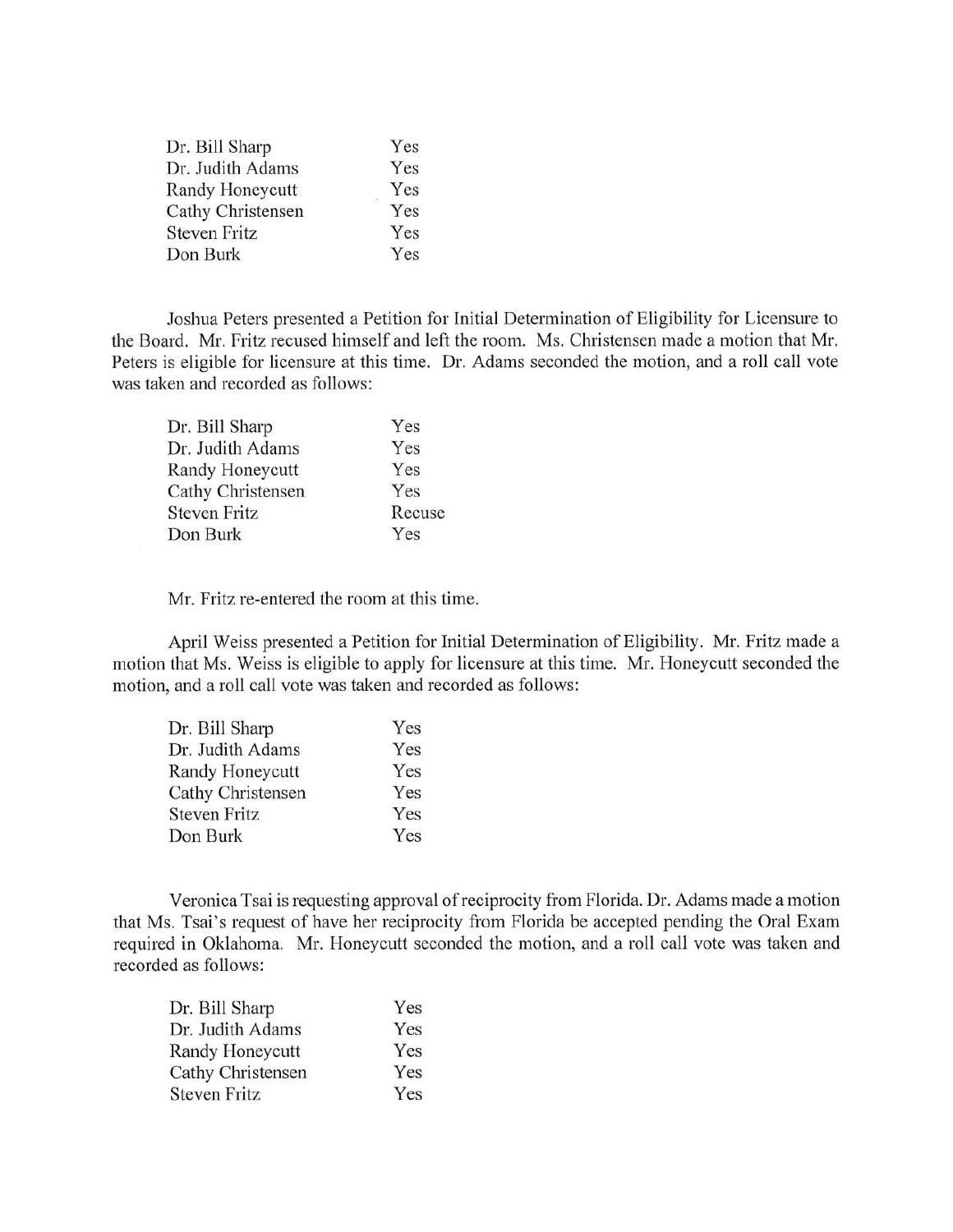| | |
|---|---|
| Dr. Bill Sharp | Yes |
| Dr. Judith Adams | Yes |
| Randy Honeycutt | Yes |
| Cathy Christensen | Yes |
| Steven Fritz | Yes |
| Don Burk | Yes |

Joshua Peters presented a Petition for Initial Determination of Eligibility for Licensure to the Board. Mr. Fritz recused himself and left the room. Ms. Christensen made a motion that Mr. Peters is eligible for licensure at this time. Dr. Adams seconded the motion, and a roll call vote was taken and recorded as follows:

| | |
|---|---|
| Dr. Bill Sharp | Yes |
| Dr. Judith Adams | Yes |
| Randy Honeycutt | Yes |
| Cathy Christensen | Yes |
| Steven Fritz | Recuse |
| Don Burk | Yes |

Mr. Fritz re-entered the room at this time.

April Weiss presented a Petition for Initial Determination of Eligibility. Mr. Fritz made a motion that Ms. Weiss is eligible to apply for licensure at this time. Mr. Honeycutt seconded the motion, and a roll call vote was taken and recorded as follows:

| | |
|---|---|
| Dr. Bill Sharp | Yes |
| Dr. Judith Adams | Yes |
| Randy Honeycutt | Yes |
| Cathy Christensen | Yes |
| Steven Fritz | Yes |
| Don Burk | Yes |

Veronica Tsai is requesting approval of reciprocity from Florida. Dr. Adams made a motion that Ms. Tsai's request of have her reciprocity from Florida be accepted pending the Oral Exam required in Oklahoma. Mr. Honeycutt seconded the motion, and a roll call vote was taken and recorded as follows:

| | |
|---|---|
| Dr. Bill Sharp | Yes |
| Dr. Judith Adams | Yes |
| Randy Honeycutt | Yes |
| Cathy Christensen | Yes |
| Steven Fritz | Yes |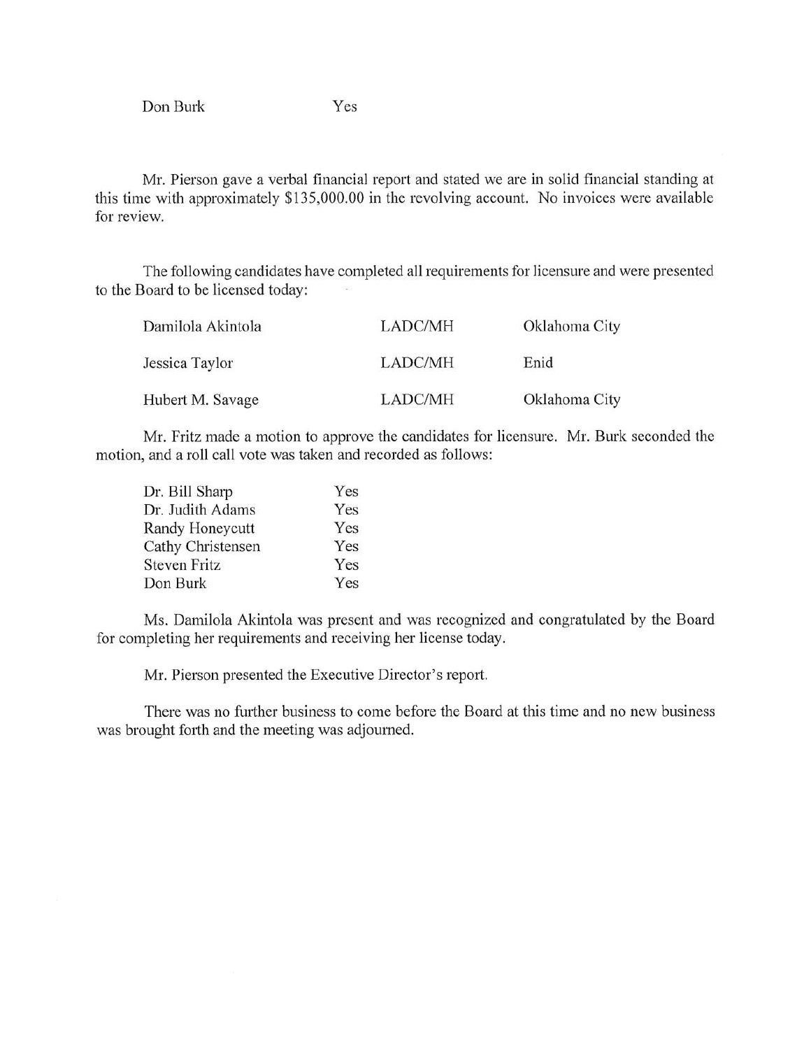| | |
|---|---|
| Don Burk | Yes |

Mr. Pierson gave a verbal financial report and stated we are in solid financial standing at this time with approximately $135,000.00 in the revolving account. No invoices were available for review.

The following candidates have completed all requirements for licensure and were presented to the Board to be licensed today:

| | | |
|---|---|---|
| Damilola Akintola | LADC/MH | Oklahoma City |
| Jessica Taylor | LADC/MH | Enid |
| Hubert M. Savage | LADC/MH | Oklahoma City |

Mr. Fritz made a motion to approve the candidates for licensure. Mr. Burk seconded the motion, and a roll call vote was taken and recorded as follows:

| | |
|---|---|
| Dr. Bill Sharp | Yes |
| Dr. Judith Adams | Yes |
| Randy Honeycutt | Yes |
| Cathy Christensen | Yes |
| Steven Fritz | Yes |
| Don Burk | Yes |

Ms. Damilola Akintola was present and was recognized and congratulated by the Board for completing her requirements and receiving her license today.

Mr. Pierson presented the Executive Director's report.

There was no further business to come before the Board at this time and no new business was brought forth and the meeting was adjourned.